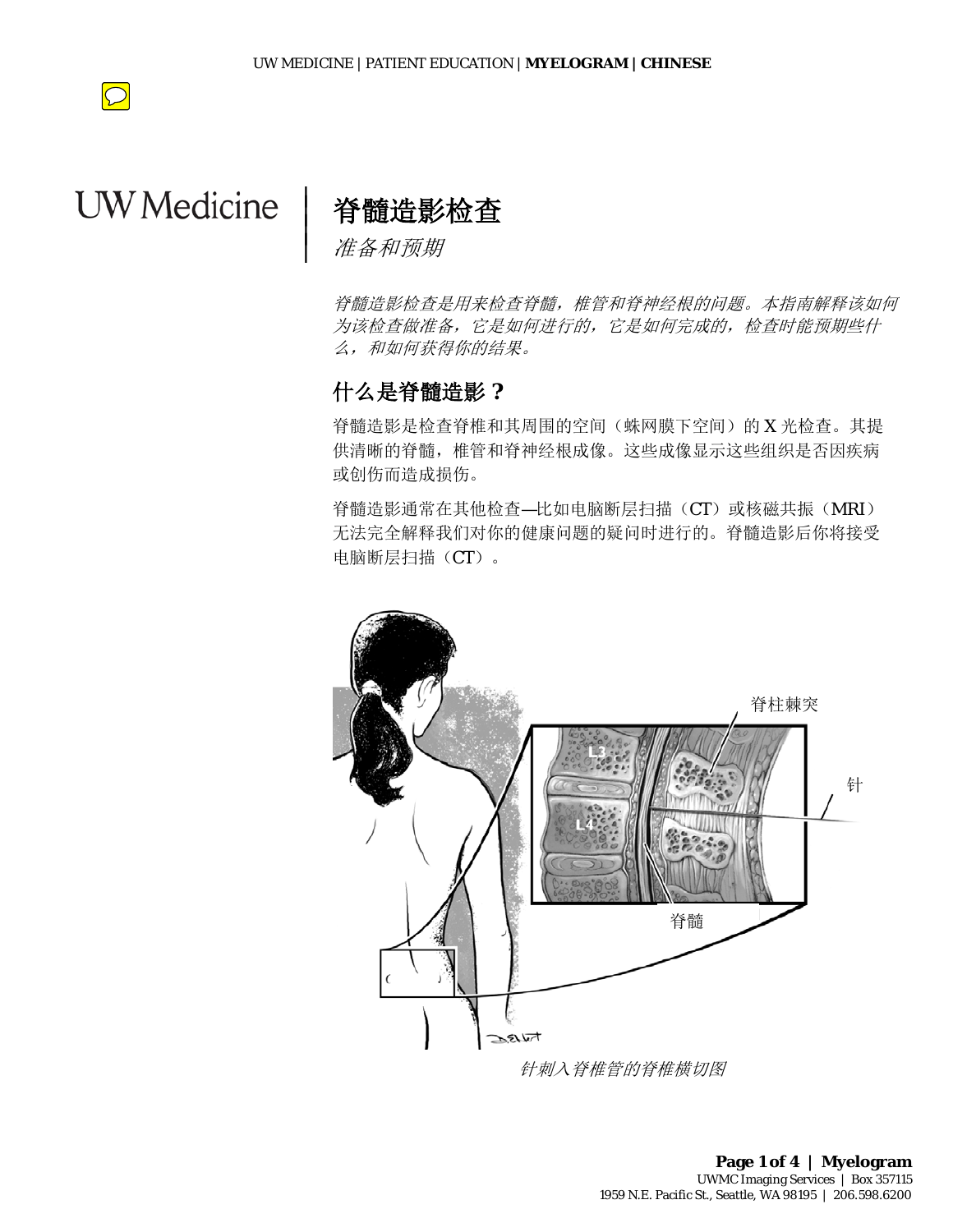UW Medicine

# 脊髓造影检查

*准备和预期*

*脊髓造影检查是用来检查脊髓，椎管和脊神经根的问题。本指南解释该如何为该检查做准备，它是如何进行的，它是如何完成的，检查时能预期些什么，和如何获得你的结果。*

## 什么是脊髓造影？

脊髓造影是检查脊椎和其周围的空间（蛛网膜下空间）的 X 光检查。其提供清晰的脊髓，椎管和脊神经根成像。这些成像显示这些组织是否因疾病或创伤而造成损伤。

脊髓造影通常在其他检查—比如电脑断层扫描（CT）或核磁共振（MRI）无法完全解释我们对你的健康问题的疑问时进行的。脊髓造影后你将接受电脑断层扫描（CT）。

脊柱棘突

针

L3

L4

脊髓

*针刺入脊椎管的脊椎横切图*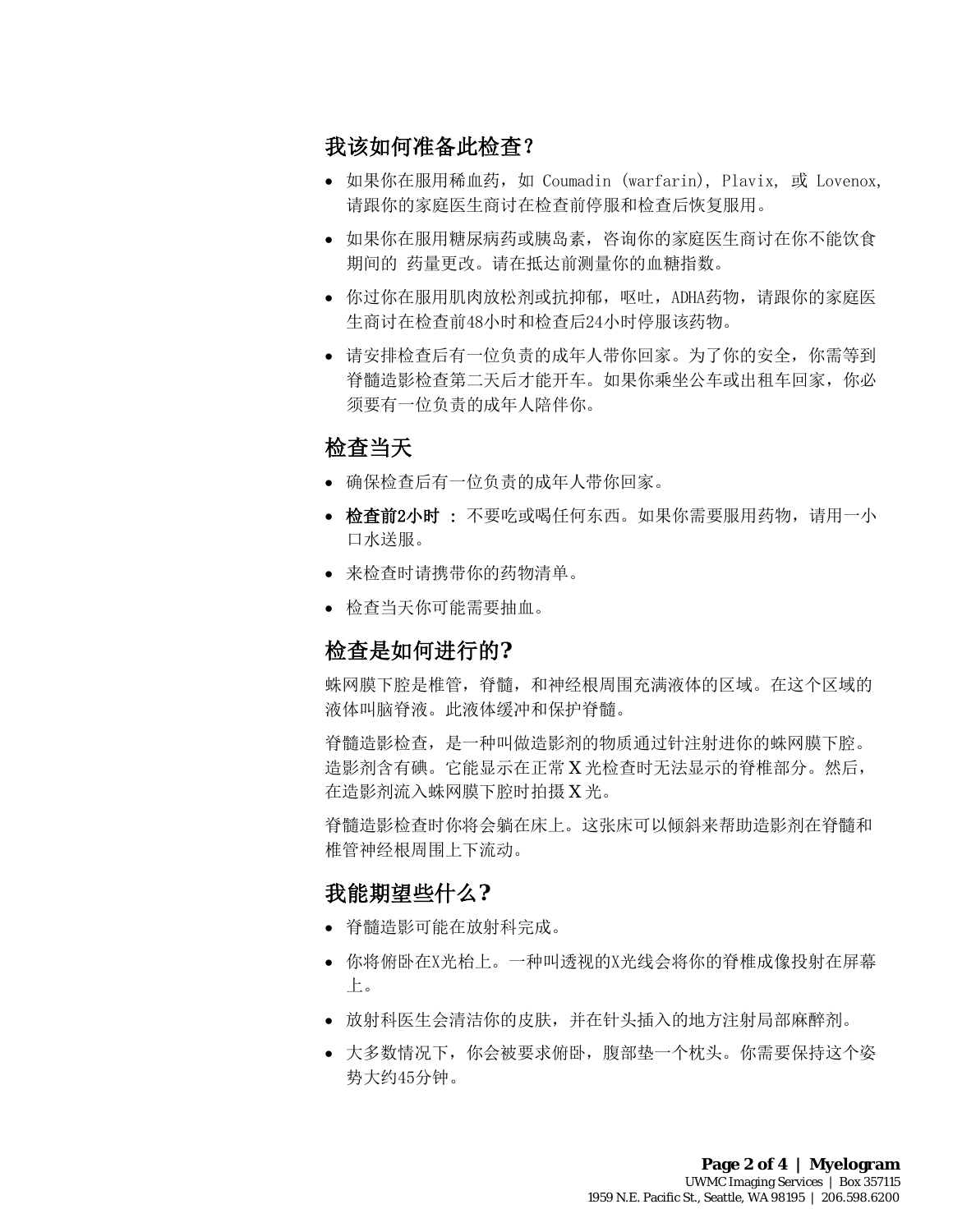## 我该如何准备此检查？

- 如果你在服用稀血药，如 Coumadin (warfarin), Plavix, 或 Lovenox, 请跟你的家庭医生商讨在检查前停服和检查后恢复服用。
- 如果你在服用糖尿病药或胰岛素，咨询你的家庭医生商讨在你不能饮食期间的 药量更改。请在抵达前测量你的血糖指数。
- 你过你在服用肌肉放松剂或抗抑郁，呕吐，ADHA药物，请跟你的家庭医生商讨在检查前48小时和检查后24小时停服该药物。
- 请安排检查后有一位负责的成年人带你回家。为了你的安全，你需等到脊髓造影检查第二天后才能开车。如果你乘坐公车或出租车回家，你必须要有一位负责的成年人陪伴你。

## 检查当天

- 确保检查后有一位负责的成年人带你回家。
- **检查前2小时** ： 不要吃或喝任何东西。如果你需要服用药物，请用一小口水送服。
- 来检查时请携带你的药物清单。
- 检查当天你可能需要抽血。

## 检查是如何进行的?

蛛网膜下腔是椎管，脊髓，和神经根周围充满液体的区域。在这个区域的液体叫脑脊液。此液体缓冲和保护脊髓。

脊髓造影检查，是一种叫做造影剂的物质通过针注射进你的蛛网膜下腔。造影剂含有碘。它能显示在正常 X 光检查时无法显示的脊椎部分。然后，在造影剂流入蛛网膜下腔时拍摄 X 光。

脊髓造影检查时你将会躺在床上。这张床可以倾斜来帮助造影剂在脊髓和椎管神经根周围上下流动。

## 我能期望些什么?

- 脊髓造影可能在放射科完成。
- 你将俯卧在X光枱上。一种叫透视的X光线会将你的脊椎成像投射在屏幕上。
- 放射科医生会清洁你的皮肤，并在针头插入的地方注射局部麻醉剂。
- 大多数情况下，你会被要求俯卧，腹部垫一个枕头。你需要保持这个姿势大约45分钟。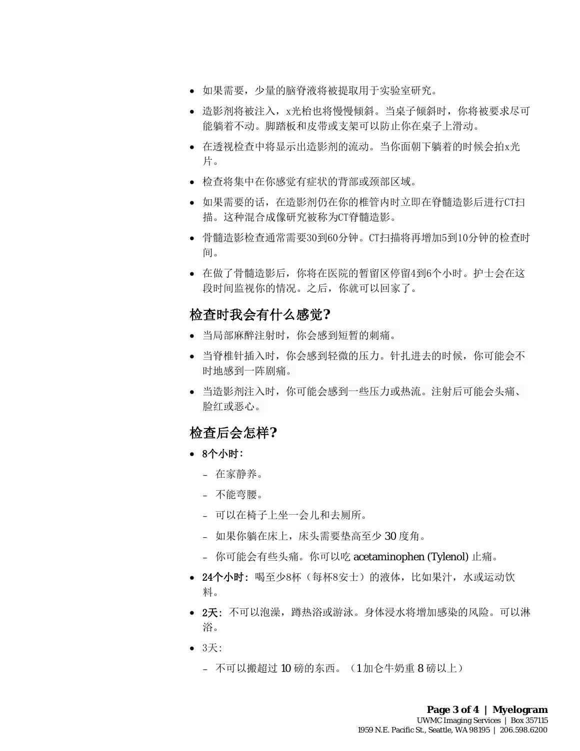- 如果需要，少量的脑脊液将被提取用于实验室研究。
- 造影剂将被注入，x光枱也将慢慢倾斜。当桌子倾斜时，你将被要求尽可能躺着不动。脚踏板和皮带或支架可以防止你在桌子上滑动。
- 在透视检查中将显示出造影剂的流动。当你面朝下躺着的时候会拍x光片。
- 检查将集中在你感觉有症状的背部或颈部区域。
- 如果需要的话，在造影剂仍在你的椎管内时立即在脊髓造影后进行CT扫描。这种混合成像研究被称为CT脊髓造影。
- 骨髓造影检查通常需要30到60分钟。CT扫描将再增加5到10分钟的检查时间。
- 在做了骨髓造影后，你将在医院的暂留区停留4到6个小时。护士会在这段时间监视你的情况。之后，你就可以回家了。

## 检查时我会有什么感觉？

- 当局部麻醉注射时，你会感到短暂的刺痛。
- 当脊椎针插入时，你会感到轻微的压力。针扎进去的时候，你可能会不时地感到一阵剧痛。
- 当造影剂注入时，你可能会感到一些压力或热流。注射后可能会头痛、脸红或恶心。

## 检查后会怎样？

- **8个小时：**
  - 在家静养。
  - 不能弯腰。
  - 可以在椅子上坐一会儿和去厕所。
  - 如果你躺在床上，床头需要垫高至少 30 度角。
  - 你可能会有些头痛。你可以吃 acetaminophen (Tylenol) 止痛。
- **24个小时：** 喝至少8杯（每杯8安士）的液体，比如果汁，水或运动饮料。
- **2天：** 不可以泡澡，蹲热浴或游泳。身体浸水将增加感染的风险。可以淋浴。
- 3天：
  - 不可以搬超过 10 磅的东西。（1加仑牛奶重 8 磅以上）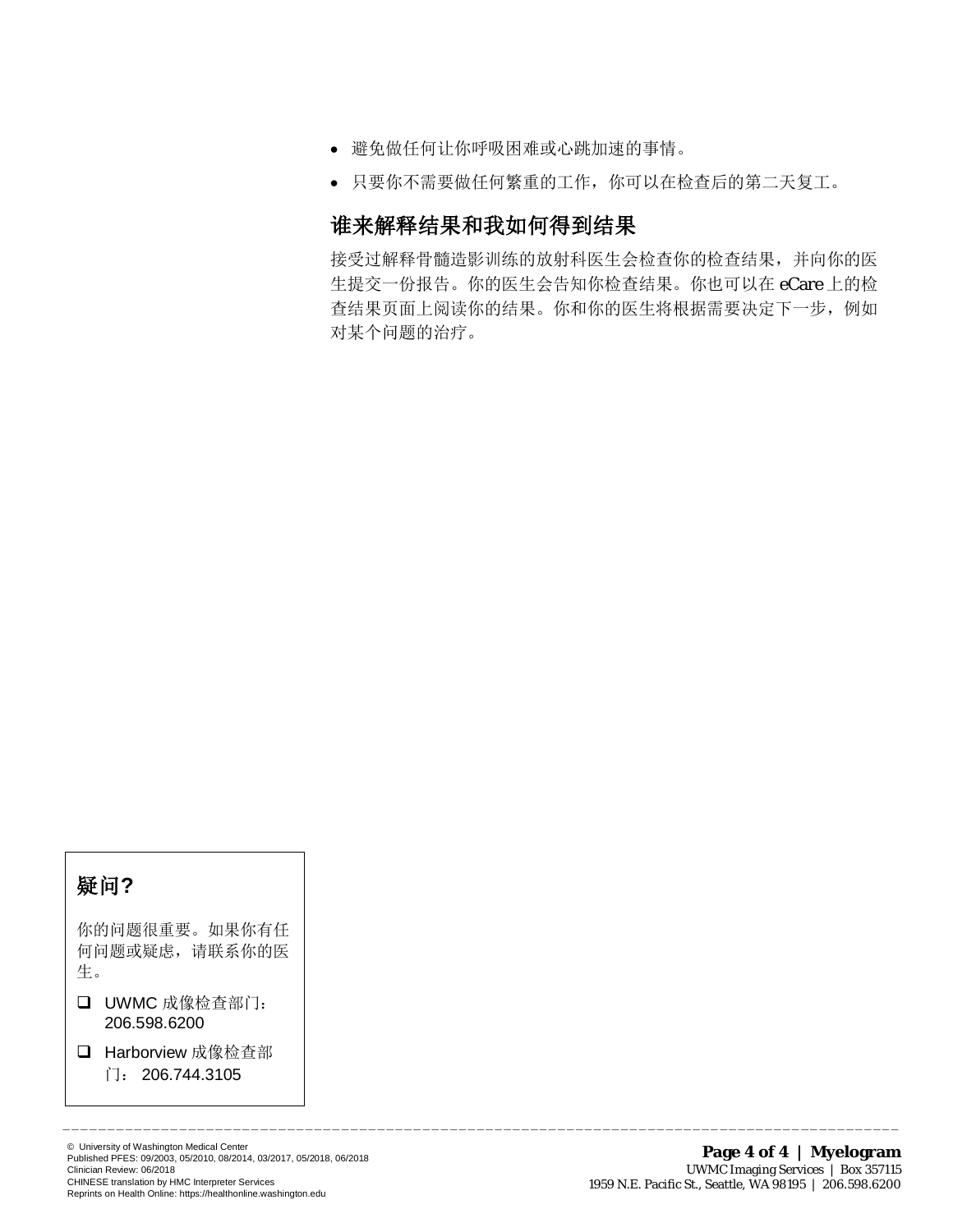- 避免做任何让你呼吸困难或心跳加速的事情。
- 只要你不需要做任何繁重的工作，你可以在检查后的第二天复工。

## 谁来解释结果和我如何得到结果

接受过解释骨髓造影训练的放射科医生会检查你的检查结果，并向你的医生提交一份报告。你的医生会告知你检查结果。你也可以在 eCare 上的检查结果页面上阅读你的结果。你和你的医生将根据需要决定下一步，例如对某个问题的治疗。

### 疑问?

你的问题很重要。如果你有任何问题或疑虑，请联系你的医生。

- ❑ UWMC 成像检查部门：206.598.6200
- ❑ Harborview 成像检查部门： 206.744.3105

© University of Washington Medical Center
Published PFES: 09/2003, 05/2010, 08/2014, 03/2017, 05/2018, 06/2018
Clinician Review: 06/2018
CHINESE translation by HMC Interpreter Services
Reprints on Health Online: https://healthonline.washington.edu

UWMC Imaging Services | Box 357115
1959 N.E. Pacific St., Seattle, WA 98195 | 206.598.6200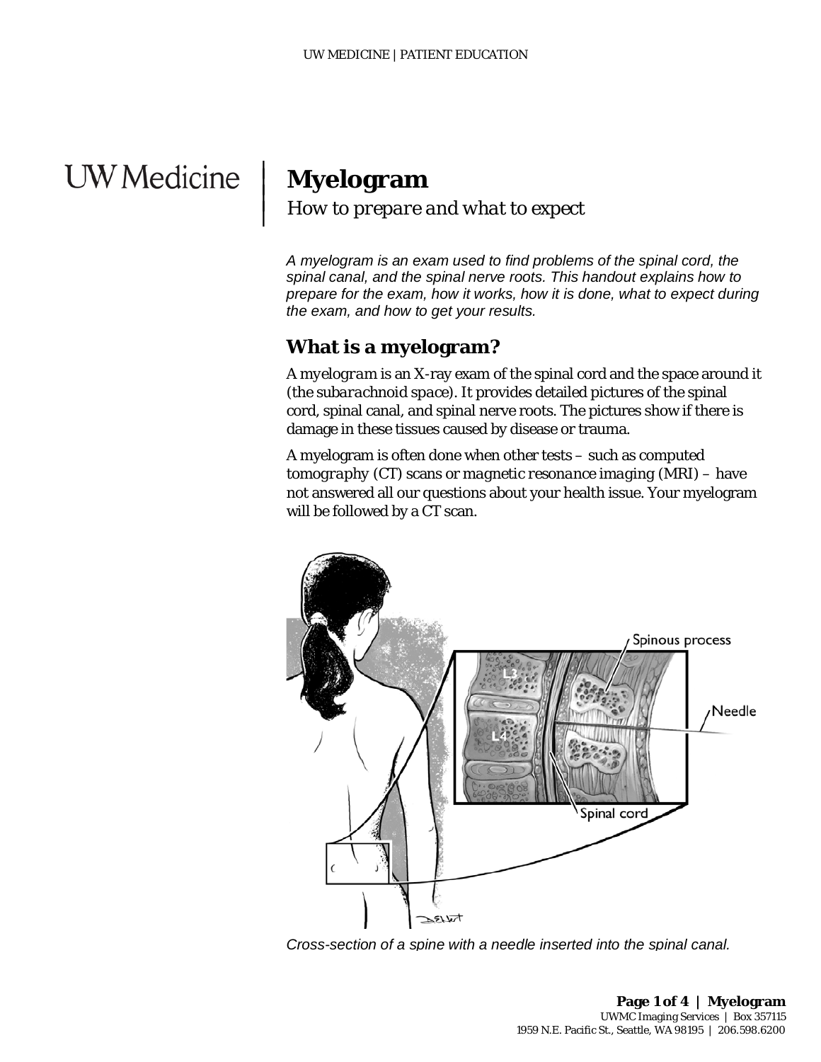# Myelogram

*How to prepare and what to expect*

*A myelogram is an exam used to find problems of the spinal cord, the spinal canal, and the spinal nerve roots. This handout explains how to prepare for the exam, how it works, how it is done, what to expect during the exam, and how to get your results.*

## What is a myelogram?

A *myelogram* is an X-ray exam of the spinal cord and the space around it (the *subarachnoid space*). It provides detailed pictures of the spinal cord, spinal canal, and spinal nerve roots. The pictures show if there is damage in these tissues caused by disease or trauma.

A myelogram is often done when other tests – such as *computed tomography* (CT) scans or *magnetic resonance imaging* (MRI) – have not answered all our questions about your health issue. Your myelogram will be followed by a CT scan.

*Cross-section of a spine with a needle inserted into the spinal canal.*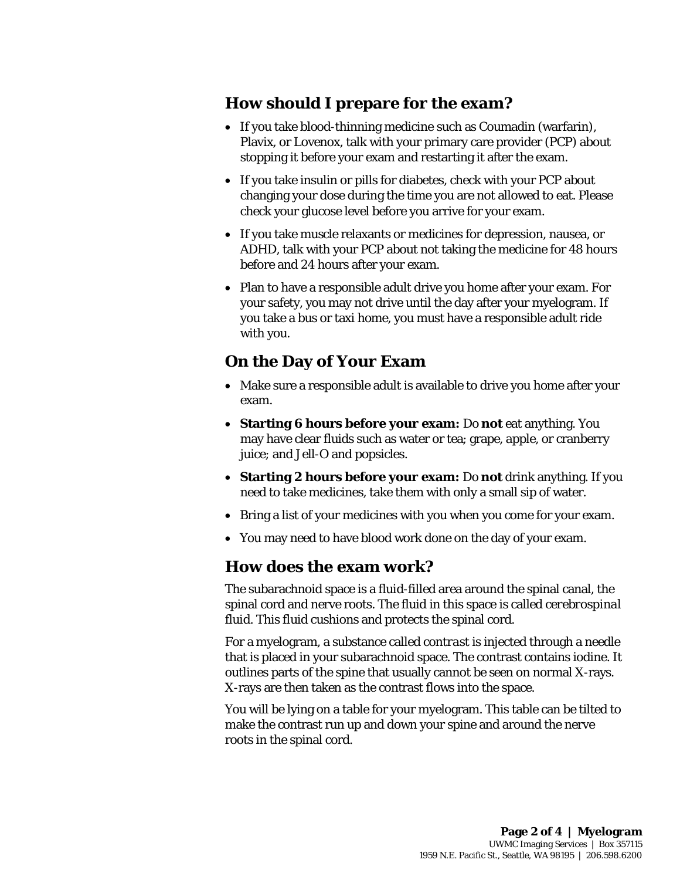## How should I prepare for the exam?

- If you take blood-thinning medicine such as Coumadin (warfarin), Plavix, or Lovenox, talk with your primary care provider (PCP) about stopping it before your exam and restarting it after the exam.
- If you take insulin or pills for diabetes, check with your PCP about changing your dose during the time you are not allowed to eat. Please check your glucose level before you arrive for your exam.
- If you take muscle relaxants or medicines for depression, nausea, or ADHD, talk with your PCP about not taking the medicine for 48 hours before and 24 hours after your exam.
- Plan to have a responsible adult drive you home after your exam. For your safety, you may not drive until the day after your myelogram. If you take a bus or taxi home, you must have a responsible adult ride with you.

## On the Day of Your Exam

- Make sure a responsible adult is available to drive you home after your exam.
- **Starting 6 hours before your exam:** Do **not** eat anything. You may have clear fluids such as water or tea; grape, apple, or cranberry juice; and Jell-O and popsicles.
- **Starting 2 hours before your exam:** Do **not** drink anything. If you need to take medicines, take them with only a small sip of water.
- Bring a list of your medicines with you when you come for your exam.
- You may need to have blood work done on the day of your exam.

## How does the exam work?

The subarachnoid space is a fluid-filled area around the spinal canal, the spinal cord and nerve roots. The fluid in this space is called *cerebrospinal fluid*. This fluid cushions and protects the spinal cord.

For a myelogram, a substance called *contrast* is injected through a needle that is placed in your subarachnoid space. The contrast contains iodine. It outlines parts of the spine that usually cannot be seen on normal X-rays. X-rays are then taken as the contrast flows into the space.

You will be lying on a table for your myelogram. This table can be tilted to make the contrast run up and down your spine and around the nerve roots in the spinal cord.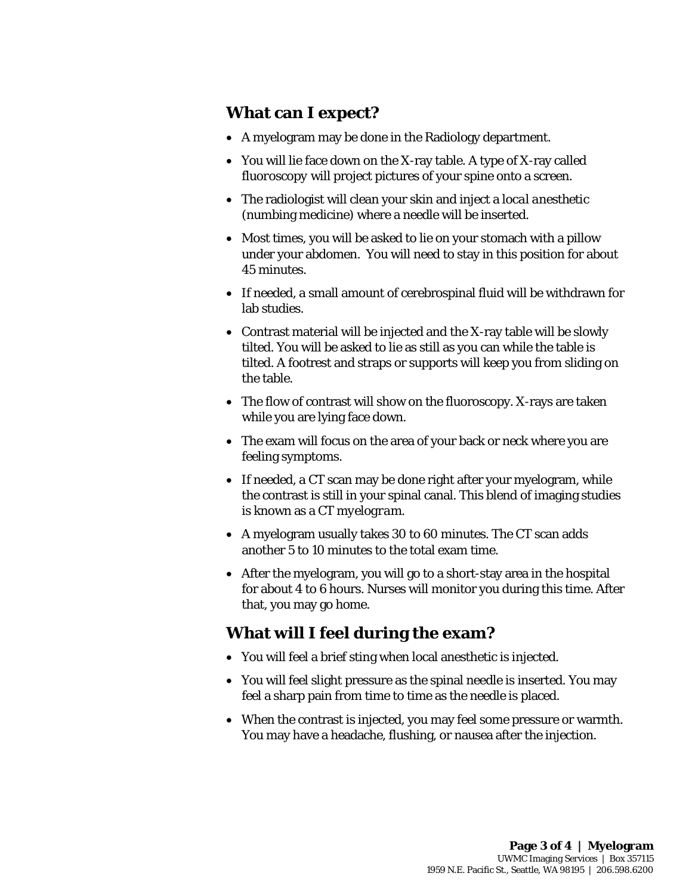## What can I expect?

- A myelogram may be done in the Radiology department.
- You will lie face down on the X-ray table. A type of X-ray called *fluoroscopy* will project pictures of your spine onto a screen.
- The radiologist will clean your skin and inject a *local anesthetic* (numbing medicine) where a needle will be inserted.
- Most times, you will be asked to lie on your stomach with a pillow under your abdomen. You will need to stay in this position for about 45 minutes.
- If needed, a small amount of cerebrospinal fluid will be withdrawn for lab studies.
- Contrast material will be injected and the X-ray table will be slowly tilted. You will be asked to lie as still as you can while the table is tilted. A footrest and straps or supports will keep you from sliding on the table.
- The flow of contrast will show on the fluoroscopy. X-rays are taken while you are lying face down.
- The exam will focus on the area of your back or neck where you are feeling symptoms.
- If needed, a CT scan may be done right after your myelogram, while the contrast is still in your spinal canal. This blend of imaging studies is known as a *CT myelogram*.
- A myelogram usually takes 30 to 60 minutes. The CT scan adds another 5 to 10 minutes to the total exam time.
- After the myelogram, you will go to a short-stay area in the hospital for about 4 to 6 hours. Nurses will monitor you during this time. After that, you may go home.

## What will I feel during the exam?

- You will feel a brief sting when local anesthetic is injected.
- You will feel slight pressure as the spinal needle is inserted. You may feel a sharp pain from time to time as the needle is placed.
- When the contrast is injected, you may feel some pressure or warmth. You may have a headache, flushing, or nausea after the injection.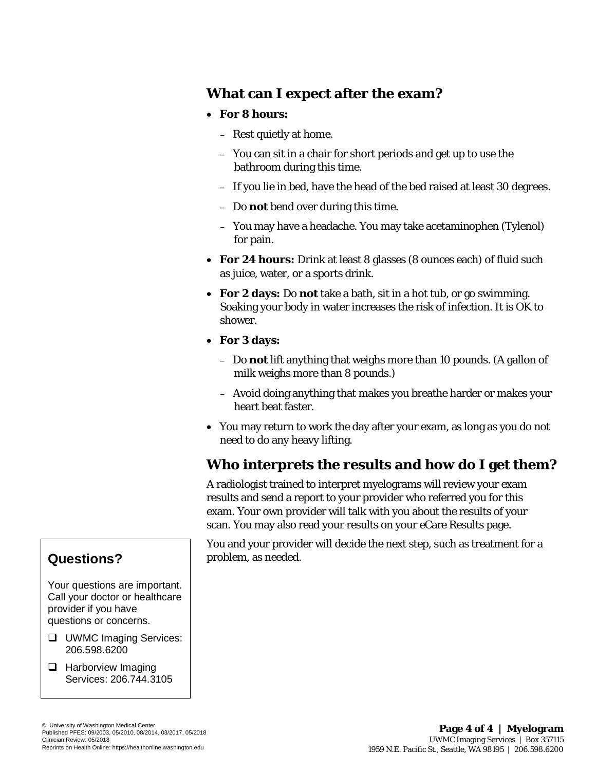## What can I expect after the exam?

- **For 8 hours:**
  - Rest quietly at home.
  - You can sit in a chair for short periods and get up to use the bathroom during this time.
  - If you lie in bed, have the head of the bed raised at least 30 degrees.
  - Do **not** bend over during this time.
  - You may have a headache. You may take acetaminophen (Tylenol) for pain.
- **For 24 hours:** Drink at least 8 glasses (8 ounces each) of fluid such as juice, water, or a sports drink.
- **For 2 days:** Do **not** take a bath, sit in a hot tub, or go swimming. Soaking your body in water increases the risk of infection. It is OK to shower.
- **For 3 days:**
  - Do **not** lift anything that weighs more than 10 pounds. (A gallon of milk weighs more than 8 pounds.)
  - Avoid doing anything that makes you breathe harder or makes your heart beat faster.
- You may return to work the day after your exam, as long as you do not need to do any heavy lifting.

## Who interprets the results and how do I get them?

A radiologist trained to interpret myelograms will review your exam results and send a report to your provider who referred you for this exam. Your own provider will talk with you about the results of your scan. You may also read your results on your eCare Results page.

You and your provider will decide the next step, such as treatment for a problem, as needed.

### Questions?

Your questions are important. Call your doctor or healthcare provider if you have questions or concerns.

- UWMC Imaging Services: 206.598.6200
- Harborview Imaging Services: 206.744.3105

© University of Washington Medical Center
Published PFES: 09/2003, 05/2010, 08/2014, 03/2017, 05/2018
Clinician Review: 05/2018
Reprints on Health Online: https://healthonline.washington.edu

UWMC Imaging Services | Box 357115
1959 N.E. Pacific St., Seattle, WA 98195 | 206.598.6200